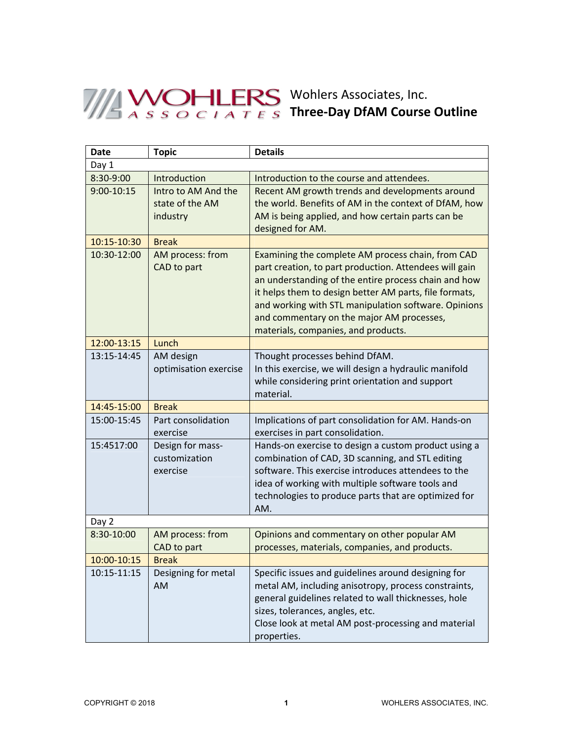# Wohlers Associates, Inc.

## Three-Day DfAM Course Outline

| Date | Topic | Details |
|---|---|---|
| Day 1 | | |
| 8:30-9:00 | Introduction | Introduction to the course and attendees. |
| 9:00-10:15 | Intro to AM And the state of the AM industry | Recent AM growth trends and developments around the world. Benefits of AM in the context of DfAM, how AM is being applied, and how certain parts can be designed for AM. |
| 10:15-10:30 | Break | |
| 10:30-12:00 | AM process: from CAD to part | Examining the complete AM process chain, from CAD part creation, to part production. Attendees will gain an understanding of the entire process chain and how it helps them to design better AM parts, file formats, and working with STL manipulation software. Opinions and commentary on the major AM processes, materials, companies, and products. |
| 12:00-13:15 | Lunch | |
| 13:15-14:45 | AM design optimisation exercise | Thought processes behind DfAM. In this exercise, we will design a hydraulic manifold while considering print orientation and support material. |
| 14:45-15:00 | Break | |
| 15:00-15:45 | Part consolidation exercise | Implications of part consolidation for AM. Hands-on exercises in part consolidation. |
| 15:4517:00 | Design for mass-customization exercise | Hands-on exercise to design a custom product using a combination of CAD, 3D scanning, and STL editing software. This exercise introduces attendees to the idea of working with multiple software tools and technologies to produce parts that are optimized for AM. |
| Day 2 | | |
| 8:30-10:00 | AM process: from CAD to part | Opinions and commentary on other popular AM processes, materials, companies, and products. |
| 10:00-10:15 | Break | |
| 10:15-11:15 | Designing for metal AM | Specific issues and guidelines around designing for metal AM, including anisotropy, process constraints, general guidelines related to wall thicknesses, hole sizes, tolerances, angles, etc. Close look at metal AM post-processing and material properties. |

COPYRIGHT © 2018 WOHLERS ASSOCIATES, INC.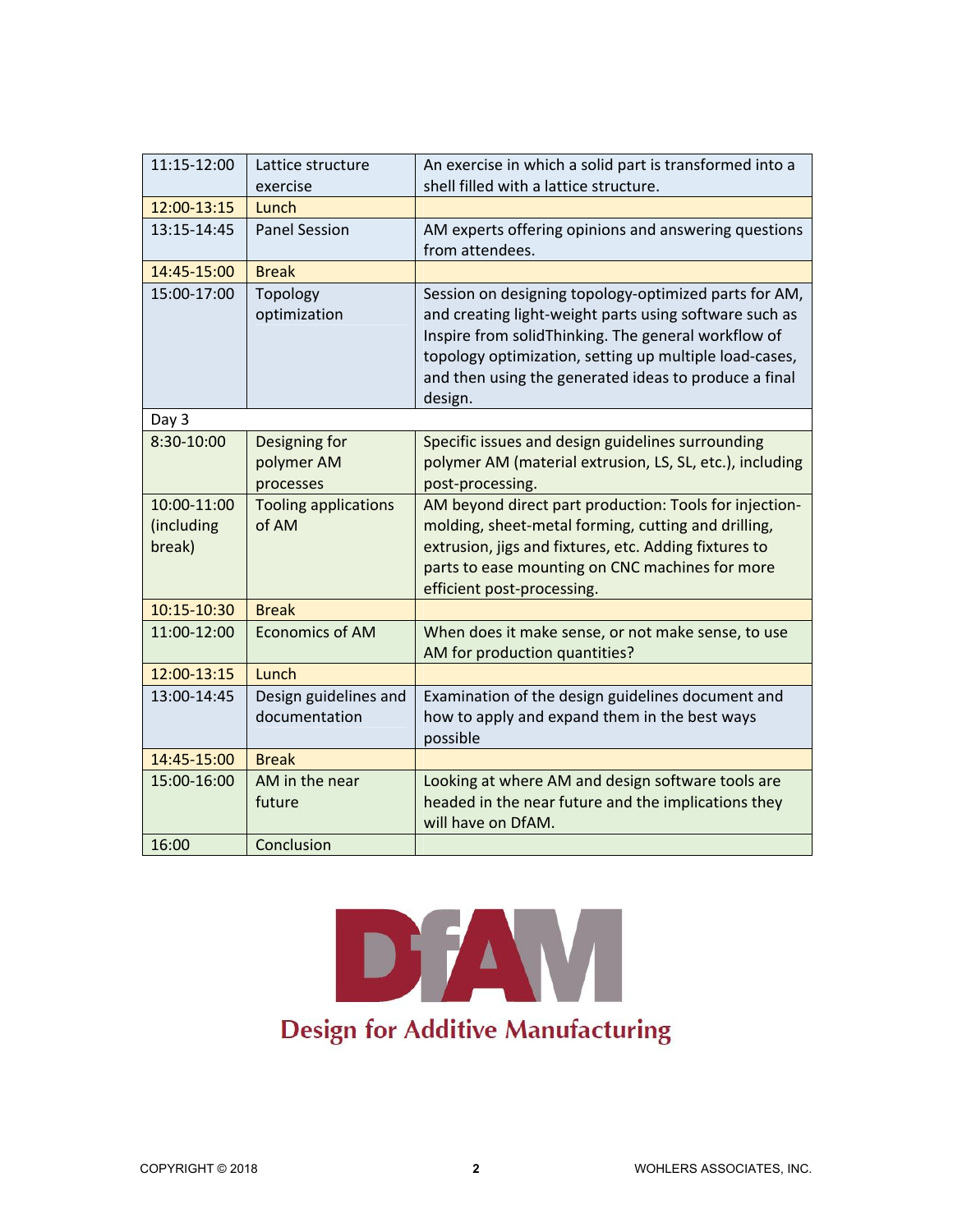| | | |
|---|---|---|
| 11:15-12:00 | Lattice structure exercise | An exercise in which a solid part is transformed into a shell filled with a lattice structure. |
| 12:00-13:15 | Lunch | |
| 13:15-14:45 | Panel Session | AM experts offering opinions and answering questions from attendees. |
| 14:45-15:00 | Break | |
| 15:00-17:00 | Topology optimization | Session on designing topology-optimized parts for AM, and creating light-weight parts using software such as Inspire from solidThinking. The general workflow of topology optimization, setting up multiple load-cases, and then using the generated ideas to produce a final design. |
| Day 3 | | |
| 8:30-10:00 | Designing for polymer AM processes | Specific issues and design guidelines surrounding polymer AM (material extrusion, LS, SL, etc.), including post-processing. |
| 10:00-11:00 (including break) | Tooling applications of AM | AM beyond direct part production: Tools for injection-molding, sheet-metal forming, cutting and drilling, extrusion, jigs and fixtures, etc. Adding fixtures to parts to ease mounting on CNC machines for more efficient post-processing. |
| 10:15-10:30 | Break | |
| 11:00-12:00 | Economics of AM | When does it make sense, or not make sense, to use AM for production quantities? |
| 12:00-13:15 | Lunch | |
| 13:00-14:45 | Design guidelines and documentation | Examination of the design guidelines document and how to apply and expand them in the best ways possible |
| 14:45-15:00 | Break | |
| 15:00-16:00 | AM in the near future | Looking at where AM and design software tools are headed in the near future and the implications they will have on DfAM. |
| 16:00 | Conclusion | |

DfAM

Design for Additive Manufacturing

COPYRIGHT © 2018 WOHLERS ASSOCIATES, INC.